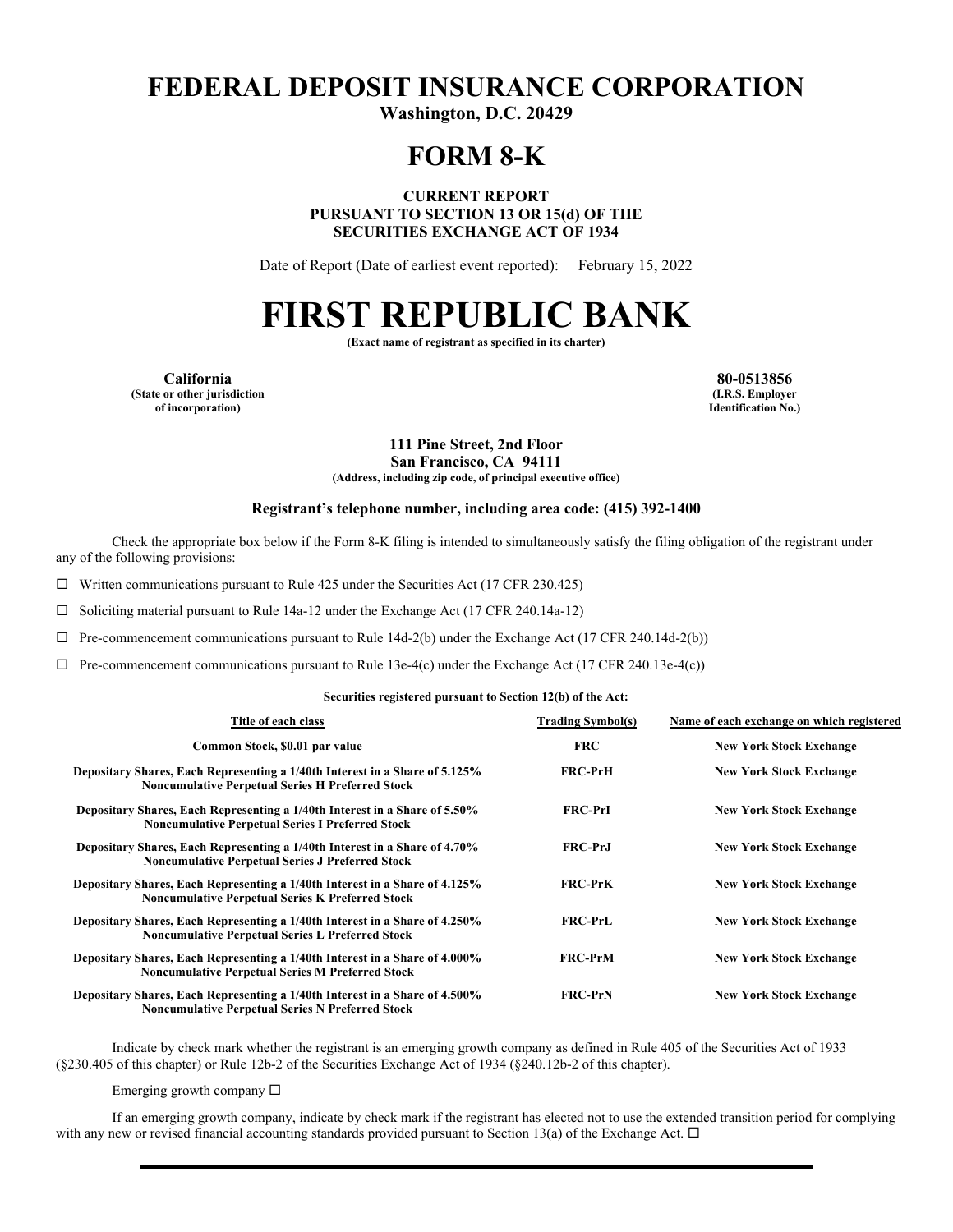# FEDERAL DEPOSIT INSURANCE CORPORATION

**Washington, D.C. 20429**

# FORM 8-K

**CURRENT REPORT**
**PURSUANT TO SECTION 13 OR 15(d) OF THE**
**SECURITIES EXCHANGE ACT OF 1934**

Date of Report (Date of earliest event reported): February 15, 2022

# FIRST REPUBLIC BANK

**(Exact name of registrant as specified in its charter)**

| **California** | **80-0513856** |
|---|---|
| **(State or other jurisdiction of incorporation)** | **(I.R.S. Employer Identification No.)** |

**111 Pine Street, 2nd Floor**
**San Francisco, CA 94111**
**(Address, including zip code, of principal executive office)**

**Registrant's telephone number, including area code: (415) 392-1400**

Check the appropriate box below if the Form 8-K filing is intended to simultaneously satisfy the filing obligation of the registrant under any of the following provisions:

☐ Written communications pursuant to Rule 425 under the Securities Act (17 CFR 230.425)

☐ Soliciting material pursuant to Rule 14a-12 under the Exchange Act (17 CFR 240.14a-12)

☐ Pre-commencement communications pursuant to Rule 14d-2(b) under the Exchange Act (17 CFR 240.14d-2(b))

☐ Pre-commencement communications pursuant to Rule 13e-4(c) under the Exchange Act (17 CFR 240.13e-4(c))

**Securities registered pursuant to Section 12(b) of the Act:**

| Title of each class | Trading Symbol(s) | Name of each exchange on which registered |
|---|---|---|
| **Common Stock, $0.01 par value** | **FRC** | **New York Stock Exchange** |
| **Depositary Shares, Each Representing a 1/40th Interest in a Share of 5.125% Noncumulative Perpetual Series H Preferred Stock** | **FRC-PrH** | **New York Stock Exchange** |
| **Depositary Shares, Each Representing a 1/40th Interest in a Share of 5.50% Noncumulative Perpetual Series I Preferred Stock** | **FRC-PrI** | **New York Stock Exchange** |
| **Depositary Shares, Each Representing a 1/40th Interest in a Share of 4.70% Noncumulative Perpetual Series J Preferred Stock** | **FRC-PrJ** | **New York Stock Exchange** |
| **Depositary Shares, Each Representing a 1/40th Interest in a Share of 4.125% Noncumulative Perpetual Series K Preferred Stock** | **FRC-PrK** | **New York Stock Exchange** |
| **Depositary Shares, Each Representing a 1/40th Interest in a Share of 4.250% Noncumulative Perpetual Series L Preferred Stock** | **FRC-PrL** | **New York Stock Exchange** |
| **Depositary Shares, Each Representing a 1/40th Interest in a Share of 4.000% Noncumulative Perpetual Series M Preferred Stock** | **FRC-PrM** | **New York Stock Exchange** |
| **Depositary Shares, Each Representing a 1/40th Interest in a Share of 4.500% Noncumulative Perpetual Series N Preferred Stock** | **FRC-PrN** | **New York Stock Exchange** |

Indicate by check mark whether the registrant is an emerging growth company as defined in Rule 405 of the Securities Act of 1933 (§230.405 of this chapter) or Rule 12b-2 of the Securities Exchange Act of 1934 (§240.12b-2 of this chapter).

Emerging growth company ☐

If an emerging growth company, indicate by check mark if the registrant has elected not to use the extended transition period for complying with any new or revised financial accounting standards provided pursuant to Section 13(a) of the Exchange Act. ☐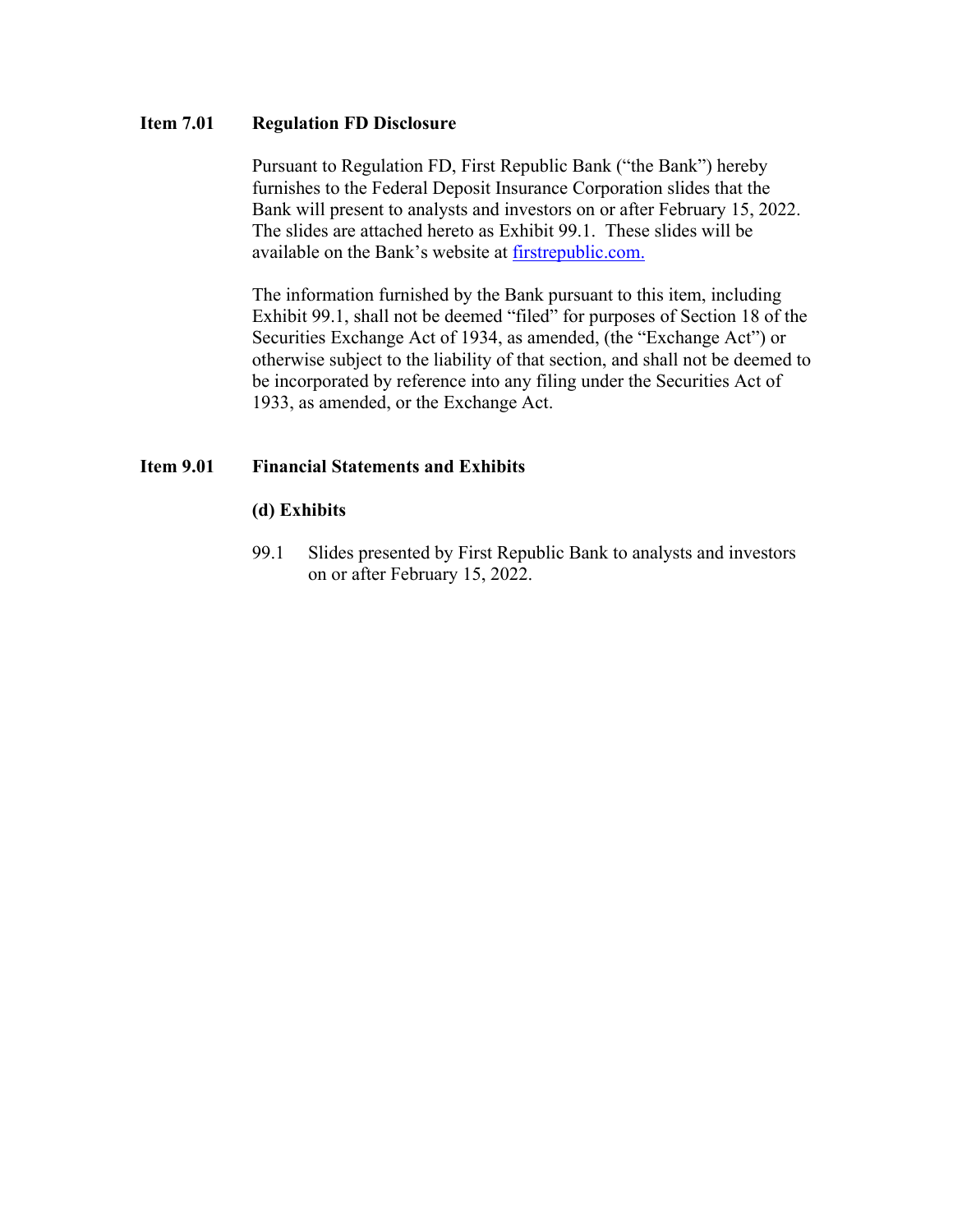**Item 7.01 Regulation FD Disclosure**

Pursuant to Regulation FD, First Republic Bank ("the Bank") hereby furnishes to the Federal Deposit Insurance Corporation slides that the Bank will present to analysts and investors on or after February 15, 2022. The slides are attached hereto as Exhibit 99.1. These slides will be available on the Bank's website at firstrepublic.com.

The information furnished by the Bank pursuant to this item, including Exhibit 99.1, shall not be deemed "filed" for purposes of Section 18 of the Securities Exchange Act of 1934, as amended, (the "Exchange Act") or otherwise subject to the liability of that section, and shall not be deemed to be incorporated by reference into any filing under the Securities Act of 1933, as amended, or the Exchange Act.

**Item 9.01 Financial Statements and Exhibits**

**(d) Exhibits**

99.1 Slides presented by First Republic Bank to analysts and investors on or after February 15, 2022.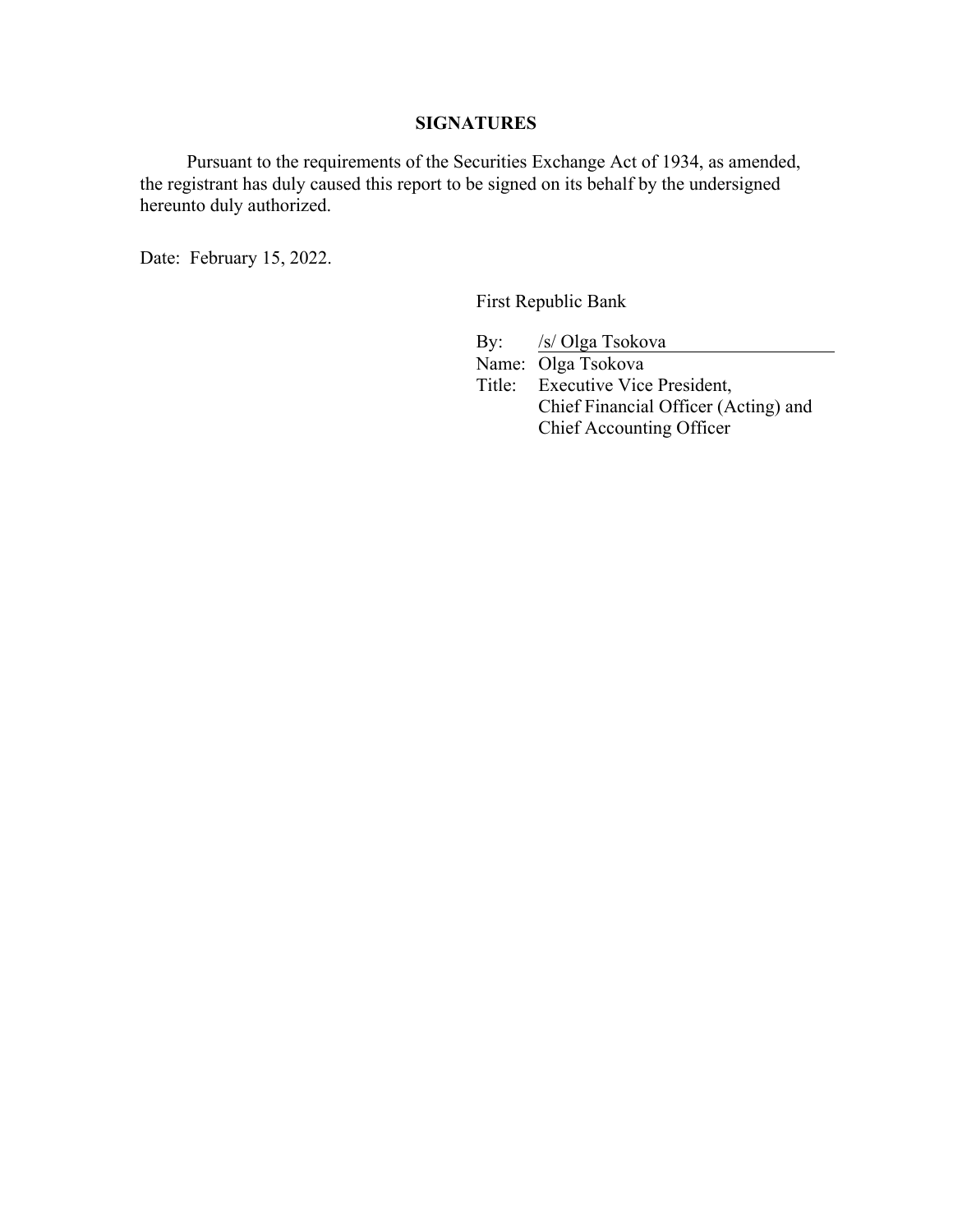## SIGNATURES

Pursuant to the requirements of the Securities Exchange Act of 1934, as amended, the registrant has duly caused this report to be signed on its behalf by the undersigned hereunto duly authorized.

Date: February 15, 2022.

First Republic Bank

By: /s/ Olga Tsokova
Name: Olga Tsokova
Title: Executive Vice President, Chief Financial Officer (Acting) and Chief Accounting Officer